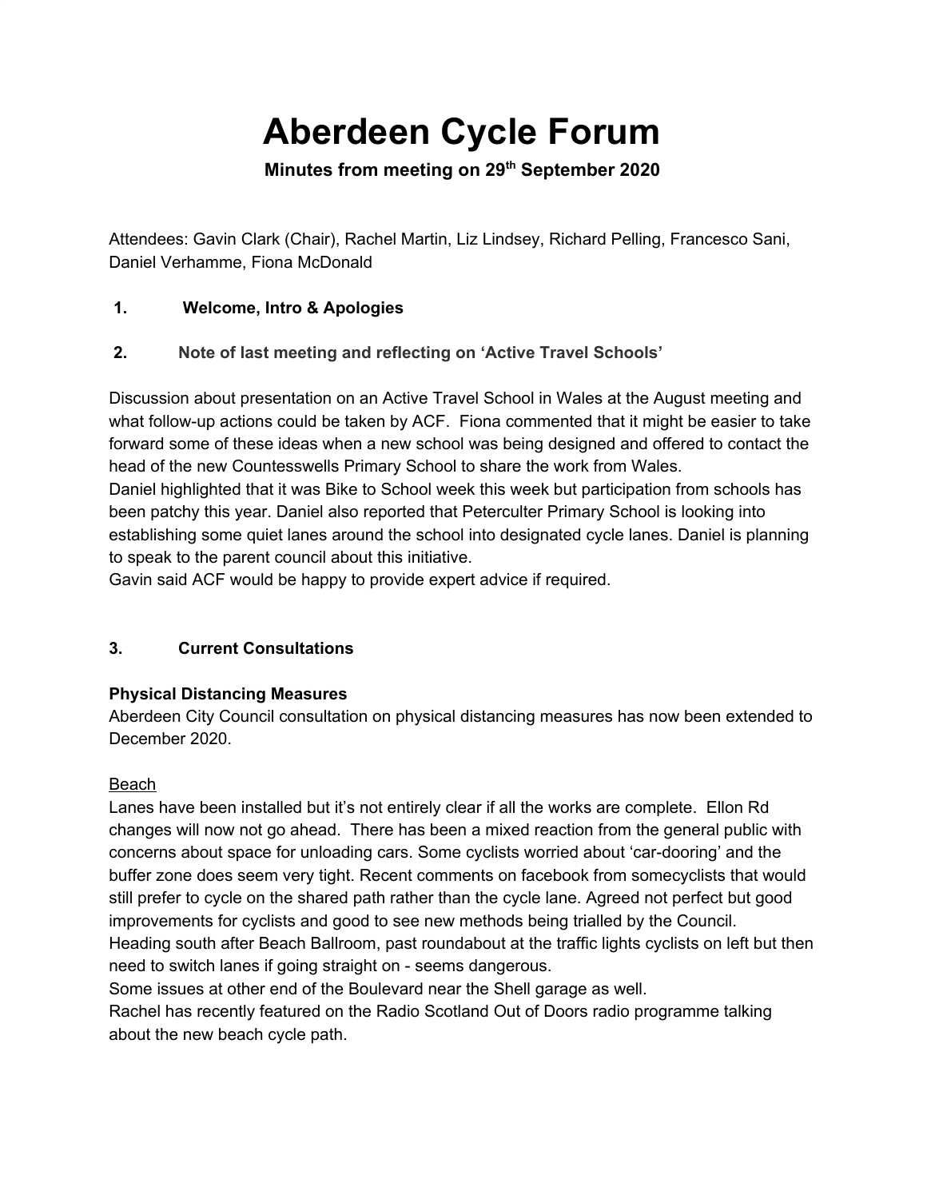# Aberdeen Cycle Forum

**Minutes from meeting on 29th September 2020**

Attendees: Gavin Clark (Chair), Rachel Martin, Liz Lindsey, Richard Pelling, Francesco Sani, Daniel Verhamme, Fiona McDonald

## 1. Welcome, Intro & Apologies

## 2. Note of last meeting and reflecting on 'Active Travel Schools'

Discussion about presentation on an Active Travel School in Wales at the August meeting and what follow-up actions could be taken by ACF. Fiona commented that it might be easier to take forward some of these ideas when a new school was being designed and offered to contact the head of the new Countesswells Primary School to share the work from Wales.

Daniel highlighted that it was Bike to School week this week but participation from schools has been patchy this year. Daniel also reported that Peterculter Primary School is looking into establishing some quiet lanes around the school into designated cycle lanes. Daniel is planning to speak to the parent council about this initiative.

Gavin said ACF would be happy to provide expert advice if required.

## 3. Current Consultations

### Physical Distancing Measures

Aberdeen City Council consultation on physical distancing measures has now been extended to December 2020.

Beach

Lanes have been installed but it's not entirely clear if all the works are complete. Ellon Rd changes will now not go ahead. There has been a mixed reaction from the general public with concerns about space for unloading cars. Some cyclists worried about 'car-dooring' and the buffer zone does seem very tight. Recent comments on facebook from somecyclists that would still prefer to cycle on the shared path rather than the cycle lane. Agreed not perfect but good improvements for cyclists and good to see new methods being trialled by the Council.

Heading south after Beach Ballroom, past roundabout at the traffic lights cyclists on left but then need to switch lanes if going straight on - seems dangerous.

Some issues at other end of the Boulevard near the Shell garage as well.

Rachel has recently featured on the Radio Scotland Out of Doors radio programme talking about the new beach cycle path.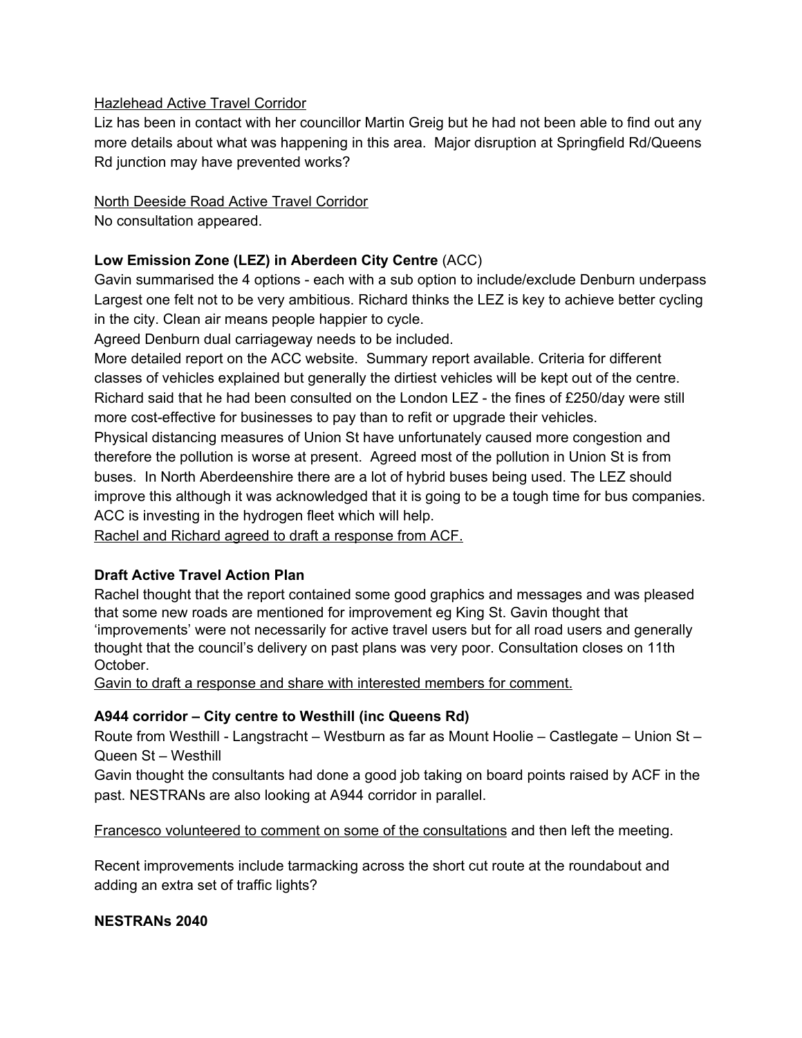Hazlehead Active Travel Corridor

Liz has been in contact with her councillor Martin Greig but he had not been able to find out any more details about what was happening in this area. Major disruption at Springfield Rd/Queens Rd junction may have prevented works?

North Deeside Road Active Travel Corridor

No consultation appeared.

**Low Emission Zone (LEZ) in Aberdeen City Centre** (ACC)

Gavin summarised the 4 options - each with a sub option to include/exclude Denburn underpass Largest one felt not to be very ambitious. Richard thinks the LEZ is key to achieve better cycling in the city. Clean air means people happier to cycle.

Agreed Denburn dual carriageway needs to be included.

More detailed report on the ACC website. Summary report available. Criteria for different classes of vehicles explained but generally the dirtiest vehicles will be kept out of the centre. Richard said that he had been consulted on the London LEZ - the fines of £250/day were still more cost-effective for businesses to pay than to refit or upgrade their vehicles.

Physical distancing measures of Union St have unfortunately caused more congestion and therefore the pollution is worse at present. Agreed most of the pollution in Union St is from buses. In North Aberdeenshire there are a lot of hybrid buses being used. The LEZ should improve this although it was acknowledged that it is going to be a tough time for bus companies. ACC is investing in the hydrogen fleet which will help.

Rachel and Richard agreed to draft a response from ACF.

**Draft Active Travel Action Plan**

Rachel thought that the report contained some good graphics and messages and was pleased that some new roads are mentioned for improvement eg King St. Gavin thought that 'improvements' were not necessarily for active travel users but for all road users and generally thought that the council's delivery on past plans was very poor. Consultation closes on 11th October.

Gavin to draft a response and share with interested members for comment.

**A944 corridor – City centre to Westhill (inc Queens Rd)**

Route from Westhill - Langstracht – Westburn as far as Mount Hoolie – Castlegate – Union St – Queen St – Westhill

Gavin thought the consultants had done a good job taking on board points raised by ACF in the past. NESTRANs are also looking at A944 corridor in parallel.

Francesco volunteered to comment on some of the consultations and then left the meeting.

Recent improvements include tarmacking across the short cut route at the roundabout and adding an extra set of traffic lights?

**NESTRANs 2040**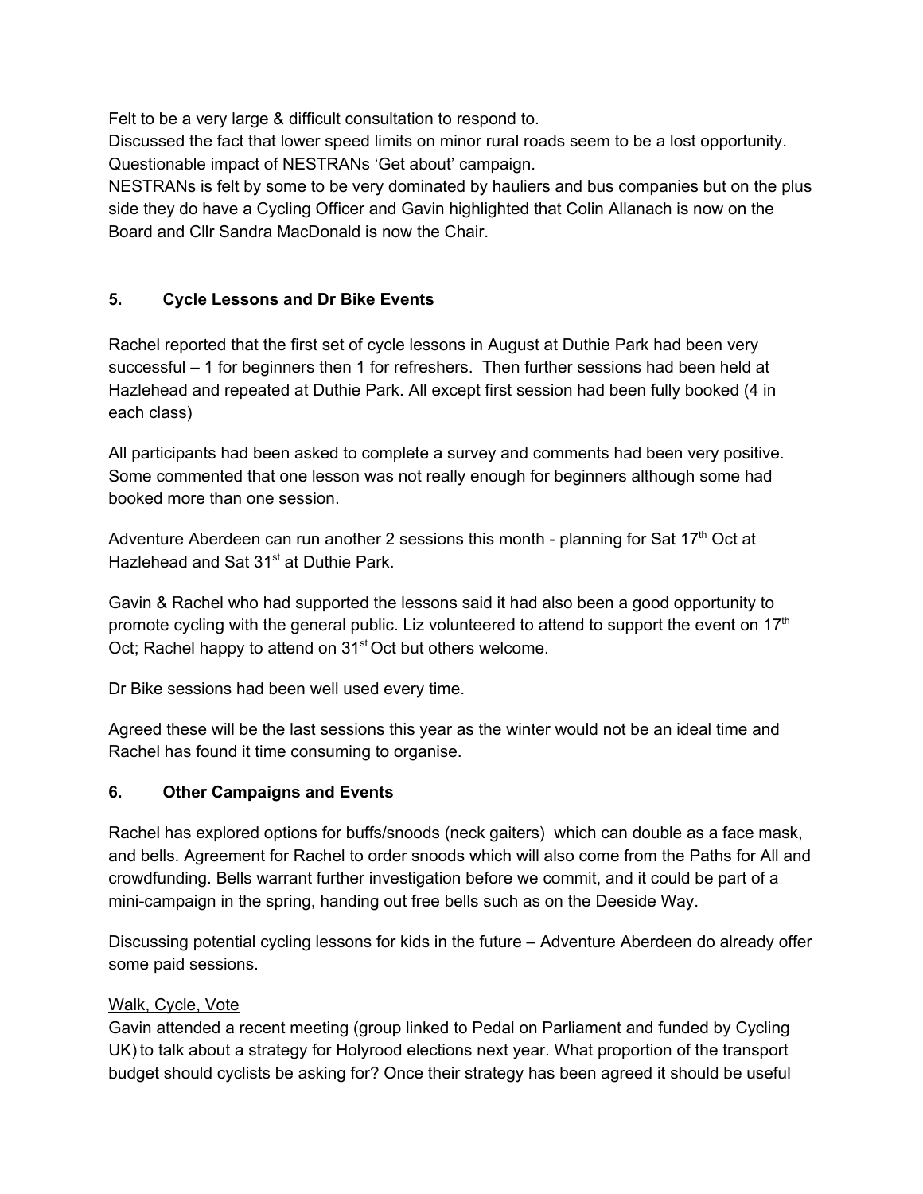Felt to be a very large & difficult consultation to respond to.
Discussed the fact that lower speed limits on minor rural roads seem to be a lost opportunity.
Questionable impact of NESTRANs 'Get about' campaign.
NESTRANs is felt by some to be very dominated by hauliers and bus companies but on the plus side they do have a Cycling Officer and Gavin highlighted that Colin Allanach is now on the Board and Cllr Sandra MacDonald is now the Chair.

### 5. Cycle Lessons and Dr Bike Events

Rachel reported that the first set of cycle lessons in August at Duthie Park had been very successful – 1 for beginners then 1 for refreshers. Then further sessions had been held at Hazlehead and repeated at Duthie Park. All except first session had been fully booked (4 in each class)

All participants had been asked to complete a survey and comments had been very positive. Some commented that one lesson was not really enough for beginners although some had booked more than one session.

Adventure Aberdeen can run another 2 sessions this month - planning for Sat 17th Oct at Hazlehead and Sat 31st at Duthie Park.

Gavin & Rachel who had supported the lessons said it had also been a good opportunity to promote cycling with the general public. Liz volunteered to attend to support the event on 17th Oct; Rachel happy to attend on 31st Oct but others welcome.

Dr Bike sessions had been well used every time.

Agreed these will be the last sessions this year as the winter would not be an ideal time and Rachel has found it time consuming to organise.

### 6. Other Campaigns and Events

Rachel has explored options for buffs/snoods (neck gaiters) which can double as a face mask, and bells. Agreement for Rachel to order snoods which will also come from the Paths for All and crowdfunding. Bells warrant further investigation before we commit, and it could be part of a mini-campaign in the spring, handing out free bells such as on the Deeside Way.

Discussing potential cycling lessons for kids in the future – Adventure Aberdeen do already offer some paid sessions.

Walk, Cycle, Vote
Gavin attended a recent meeting (group linked to Pedal on Parliament and funded by Cycling UK) to talk about a strategy for Holyrood elections next year. What proportion of the transport budget should cyclists be asking for? Once their strategy has been agreed it should be useful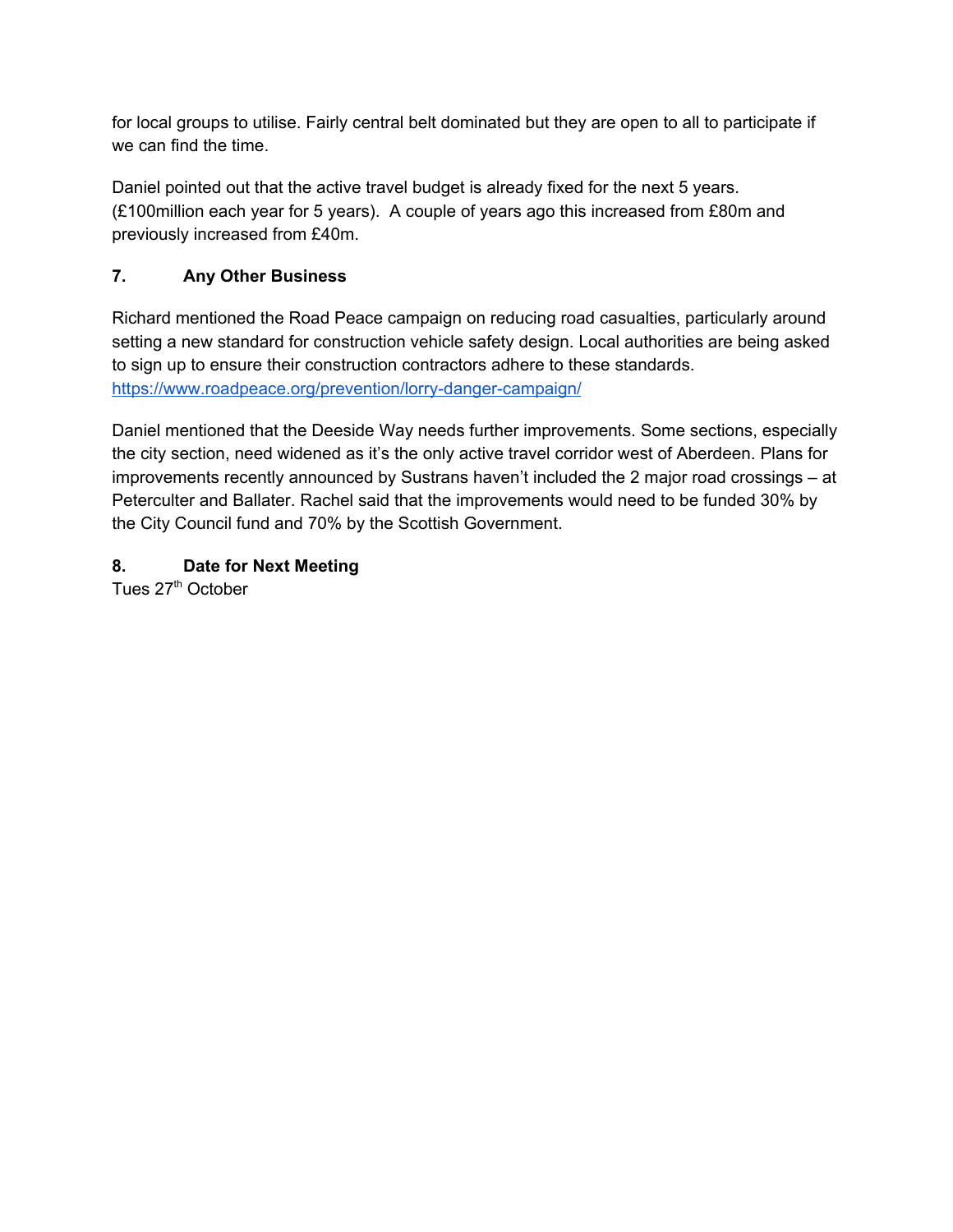for local groups to utilise. Fairly central belt dominated but they are open to all to participate if we can find the time.

Daniel pointed out that the active travel budget is already fixed for the next 5 years. (£100million each year for 5 years). A couple of years ago this increased from £80m and previously increased from £40m.

## 7. Any Other Business

Richard mentioned the Road Peace campaign on reducing road casualties, particularly around setting a new standard for construction vehicle safety design. Local authorities are being asked to sign up to ensure their construction contractors adhere to these standards. https://www.roadpeace.org/prevention/lorry-danger-campaign/

Daniel mentioned that the Deeside Way needs further improvements. Some sections, especially the city section, need widened as it's the only active travel corridor west of Aberdeen. Plans for improvements recently announced by Sustrans haven't included the 2 major road crossings – at Peterculter and Ballater. Rachel said that the improvements would need to be funded 30% by the City Council fund and 70% by the Scottish Government.

## 8. Date for Next Meeting

Tues 27th October